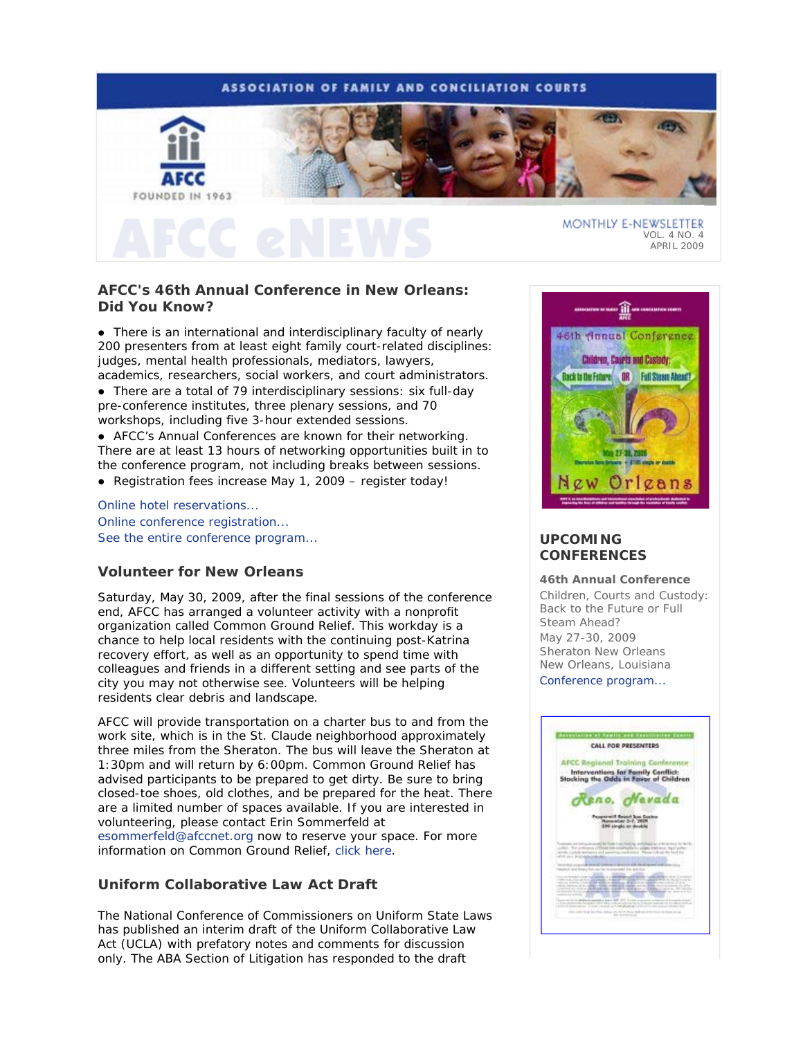ASSOCIATION OF FAMILY AND CONCILIATION COURTS

AFCC
FOUNDED IN 1963

# AFCC eNEWS

MONTHLY E-NEWSLETTER
VOL. 4 NO. 4
APRIL 2009

## AFCC's 46th Annual Conference in New Orleans: Did You Know?

- There is an international and interdisciplinary faculty of nearly 200 presenters from at least eight family court-related disciplines: judges, mental health professionals, mediators, lawyers, academics, researchers, social workers, and court administrators.
- There are a total of 79 interdisciplinary sessions: six full-day pre-conference institutes, three plenary sessions, and 70 workshops, including five 3-hour extended sessions.
- AFCC's Annual Conferences are known for their networking. There are at least 13 hours of networking opportunities built in to the conference program, not including breaks between sessions.
- Registration fees increase May 1, 2009 – register today!

Online hotel reservations...
Online conference registration...
See the entire conference program...

## Volunteer for New Orleans

Saturday, May 30, 2009, after the final sessions of the conference end, AFCC has arranged a volunteer activity with a nonprofit organization called Common Ground Relief. This workday is a chance to help local residents with the continuing post-Katrina recovery effort, as well as an opportunity to spend time with colleagues and friends in a different setting and see parts of the city you may not otherwise see. Volunteers will be helping residents clear debris and landscape.

AFCC will provide transportation on a charter bus to and from the work site, which is in the St. Claude neighborhood approximately three miles from the Sheraton. The bus will leave the Sheraton at 1:30pm and will return by 6:00pm. Common Ground Relief has advised participants to be prepared to get dirty. Be sure to bring closed-toe shoes, old clothes, and be prepared for the heat. There are a limited number of spaces available. If you are interested in volunteering, please contact Erin Sommerfeld at esommerfeld@afccnet.org now to reserve your space. For more information on Common Ground Relief, click here.

## Uniform Collaborative Law Act Draft

The National Conference of Commissioners on Uniform State Laws has published an interim draft of the Uniform Collaborative Law Act (UCLA) with prefatory notes and comments for discussion only. The ABA Section of Litigation has responded to the draft

## UPCOMING CONFERENCES

**46th Annual Conference**
Children, Courts and Custody: Back to the Future or Full Steam Ahead?
May 27-30, 2009
Sheraton New Orleans
New Orleans, Louisiana
Conference program...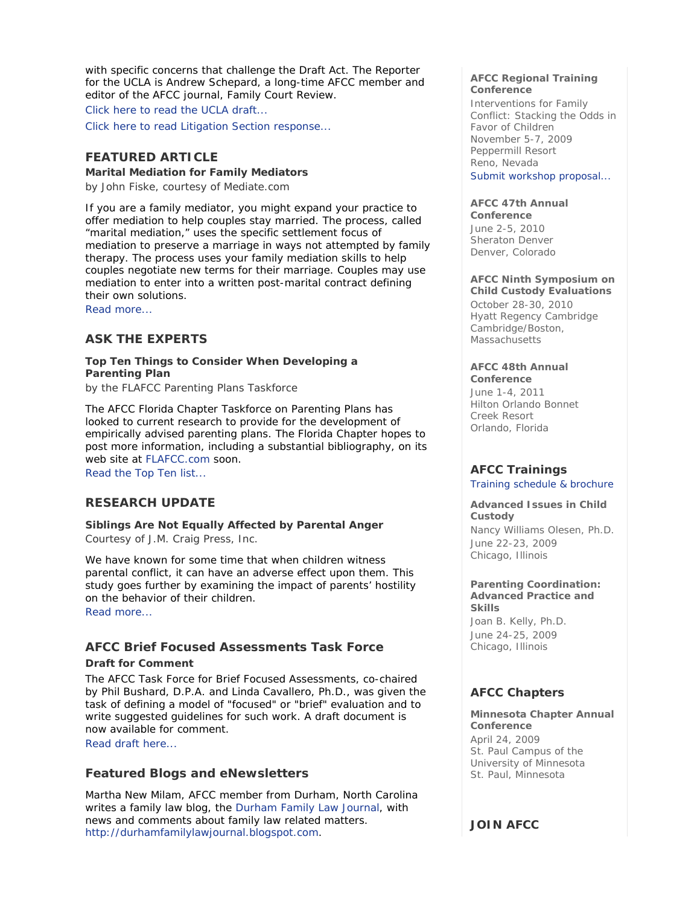with specific concerns that challenge the Draft Act. The Reporter for the UCLA is Andrew Schepard, a long-time AFCC member and editor of the AFCC journal, Family Court Review.

Click here to read the UCLA draft...

Click here to read Litigation Section response...

## FEATURED ARTICLE

**Marital Mediation for Family Mediators**

by John Fiske, courtesy of Mediate.com

If you are a family mediator, you might expand your practice to offer mediation to help couples stay married. The process, called "marital mediation," uses the specific settlement focus of mediation to preserve a marriage in ways not attempted by family therapy. The process uses your family mediation skills to help couples negotiate new terms for their marriage. Couples may use mediation to enter into a written post-marital contract defining their own solutions.

Read more...

## ASK THE EXPERTS

**Top Ten Things to Consider When Developing a Parenting Plan**

by the FLAFCC Parenting Plans Taskforce

The AFCC Florida Chapter Taskforce on Parenting Plans has looked to current research to provide for the development of empirically advised parenting plans. The Florida Chapter hopes to post more information, including a substantial bibliography, on its web site at FLAFCC.com soon.

Read the Top Ten list...

## RESEARCH UPDATE

**Siblings Are Not Equally Affected by Parental Anger**

Courtesy of J.M. Craig Press, Inc.

We have known for some time that when children witness parental conflict, it can have an adverse effect upon them. This study goes further by examining the impact of parents' hostility on the behavior of their children.

Read more...

## AFCC Brief Focused Assessments Task Force

**Draft for Comment**

The AFCC Task Force for Brief Focused Assessments, co-chaired by Phil Bushard, D.P.A. and Linda Cavallero, Ph.D., was given the task of defining a model of "focused" or "brief" evaluation and to write suggested guidelines for such work. A draft document is now available for comment.

Read draft here...

## Featured Blogs and eNewsletters

Martha New Milam, AFCC member from Durham, North Carolina writes a family law blog, the Durham Family Law Journal, with news and comments about family law related matters. http://durhamfamilylawjournal.blogspot.com.

**AFCC Regional Training Conference**

Interventions for Family Conflict: Stacking the Odds in Favor of Children
November 5-7, 2009
Peppermill Resort
Reno, Nevada

Submit workshop proposal...

**AFCC 47th Annual Conference**

June 2-5, 2010
Sheraton Denver
Denver, Colorado

**AFCC Ninth Symposium on Child Custody Evaluations**

October 28-30, 2010
Hyatt Regency Cambridge
Cambridge/Boston, Massachusetts

**AFCC 48th Annual Conference**

June 1-4, 2011
Hilton Orlando Bonnet Creek Resort
Orlando, Florida

## AFCC Trainings

Training schedule & brochure

**Advanced Issues in Child Custody**

Nancy Williams Olesen, Ph.D.
June 22-23, 2009
Chicago, Illinois

**Parenting Coordination: Advanced Practice and Skills**

Joan B. Kelly, Ph.D.
June 24-25, 2009
Chicago, Illinois

## AFCC Chapters

**Minnesota Chapter Annual Conference**

April 24, 2009
St. Paul Campus of the University of Minnesota
St. Paul, Minnesota

## JOIN AFCC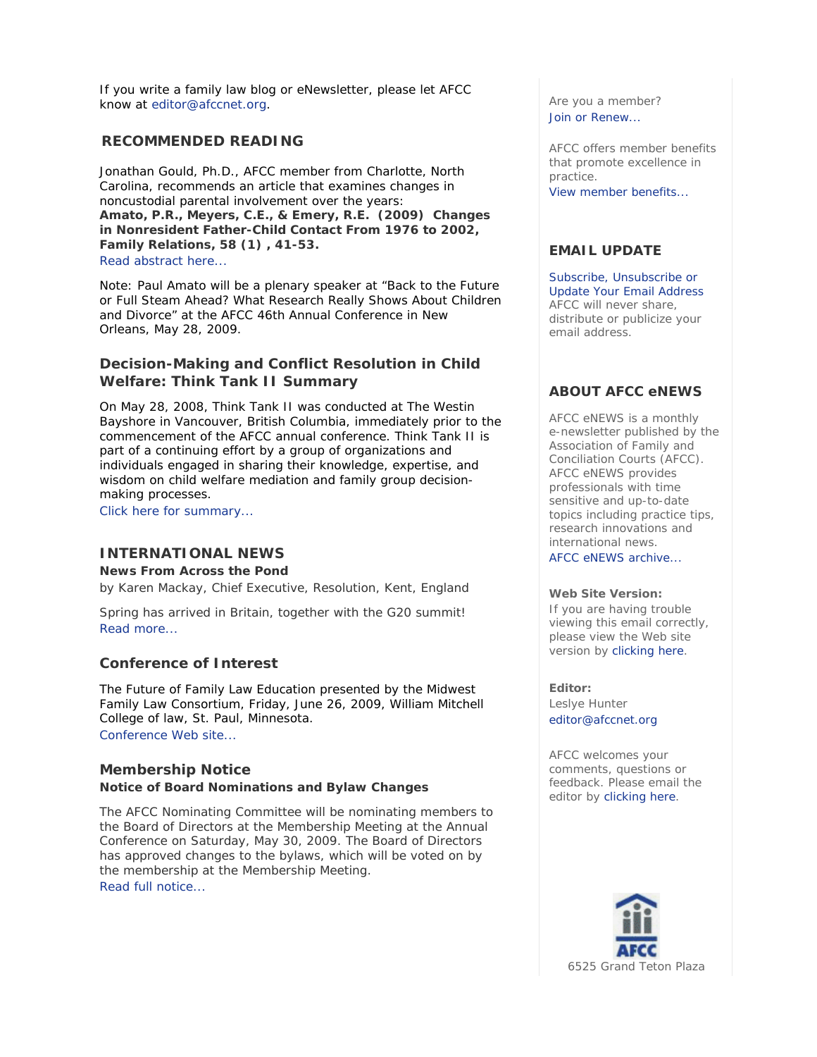If you write a family law blog or eNewsletter, please let AFCC know at editor@afccnet.org.

## RECOMMENDED READING

Jonathan Gould, Ph.D., AFCC member from Charlotte, North Carolina, recommends an article that examines changes in noncustodial parental involvement over the years:
**Amato, P.R., Meyers, C.E., & Emery, R.E. (2009) Changes in Nonresident Father-Child Contact From 1976 to 2002, Family Relations, 58 (1) , 41-53.**
Read abstract here...

Note: Paul Amato will be a plenary speaker at "Back to the Future or Full Steam Ahead? What Research Really Shows About Children and Divorce" at the AFCC 46th Annual Conference in New Orleans, May 28, 2009.

### Decision-Making and Conflict Resolution in Child Welfare: Think Tank II Summary

On May 28, 2008, Think Tank II was conducted at The Westin Bayshore in Vancouver, British Columbia, immediately prior to the commencement of the AFCC annual conference. Think Tank II is part of a continuing effort by a group of organizations and individuals engaged in sharing their knowledge, expertise, and wisdom on child welfare mediation and family group decision-making processes.
Click here for summary...

## INTERNATIONAL NEWS

**News From Across the Pond**
by Karen Mackay, Chief Executive, Resolution, Kent, England

Spring has arrived in Britain, together with the G20 summit!
Read more...

### Conference of Interest

The Future of Family Law Education presented by the Midwest Family Law Consortium, Friday, June 26, 2009, William Mitchell College of law, St. Paul, Minnesota.
Conference Web site...

### Membership Notice

**Notice of Board Nominations and Bylaw Changes**

The AFCC Nominating Committee will be nominating members to the Board of Directors at the Membership Meeting at the Annual Conference on Saturday, May 30, 2009. The Board of Directors has approved changes to the bylaws, which will be voted on by the membership at the Membership Meeting.
Read full notice...

Are you a member?
Join or Renew...

AFCC offers member benefits that promote excellence in practice.
View member benefits...

## EMAIL UPDATE

Subscribe, Unsubscribe or Update Your Email Address
AFCC will never share, distribute or publicize your email address.

## ABOUT AFCC eNEWS

AFCC eNEWS is a monthly e-newsletter published by the Association of Family and Conciliation Courts (AFCC). AFCC eNEWS provides professionals with time sensitive and up-to-date topics including practice tips, research innovations and international news.
AFCC eNEWS archive...

**Web Site Version:**
If you are having trouble viewing this email correctly, please view the Web site version by clicking here.

**Editor:**
Leslye Hunter
editor@afccnet.org

AFCC welcomes your comments, questions or feedback. Please email the editor by clicking here.

AFCC

6525 Grand Teton Plaza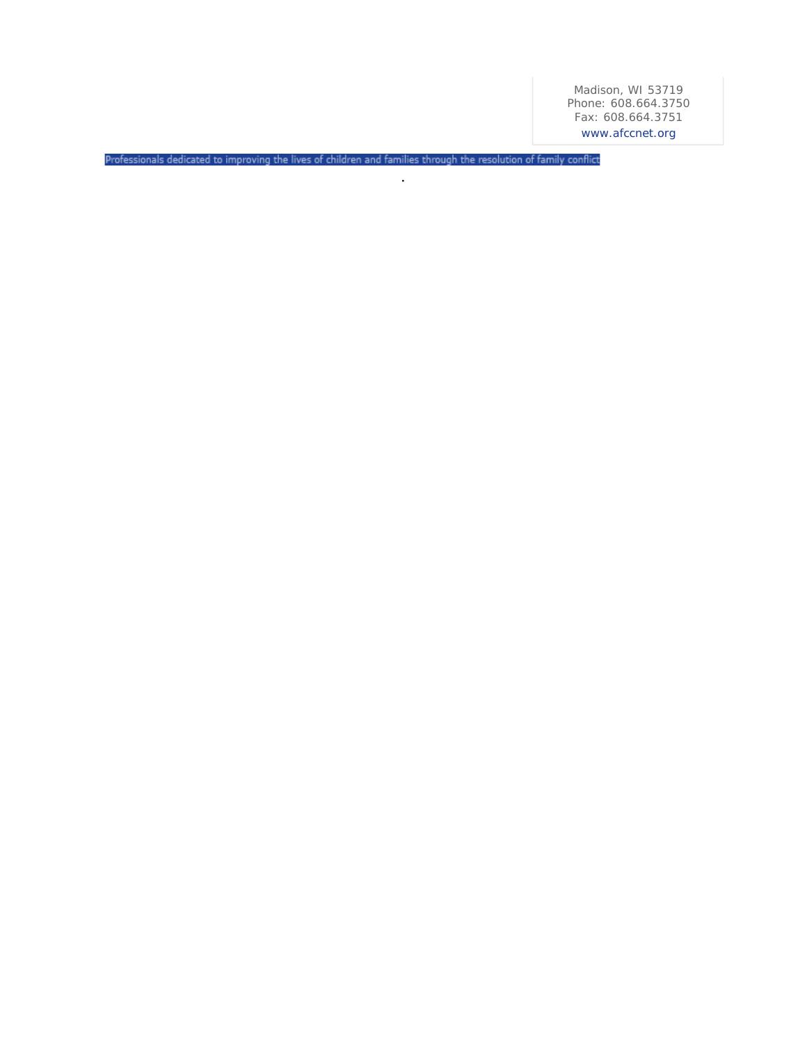Madison, WI 53719
Phone: 608.664.3750
Fax: 608.664.3751
www.afccnet.org

Professionals dedicated to improving the lives of children and families through the resolution of family conflict

.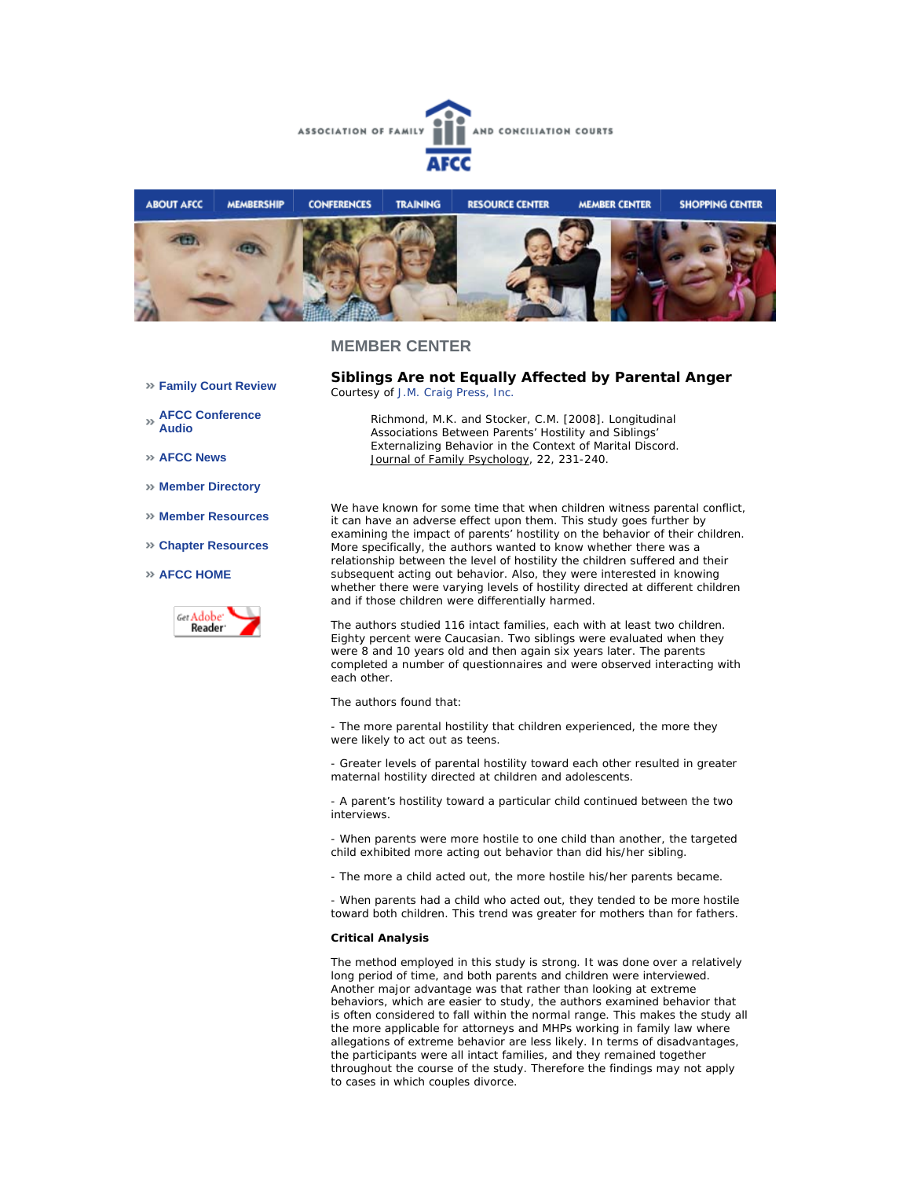ASSOCIATION OF FAMILY AND CONCILIATION COURTS

AFCC

ABOUT AFCC | MEMBERSHIP | CONFERENCES | TRAINING | RESOURCE CENTER | MEMBER CENTER | SHOPPING CENTER

» Family Court Review

» AFCC Conference Audio

» AFCC News

» Member Directory

» Member Resources

» Chapter Resources

» AFCC HOME

## MEMBER CENTER

### Siblings Are not Equally Affected by Parental Anger

Courtesy of J.M. Craig Press, Inc.

> Richmond, M.K. and Stocker, C.M. [2008]. Longitudinal Associations Between Parents' Hostility and Siblings' Externalizing Behavior in the Context of Marital Discord. Journal of Family Psychology, 22, 231-240.

We have known for some time that when children witness parental conflict, it can have an adverse effect upon them. This study goes further by examining the impact of parents' hostility on the behavior of their children. More specifically, the authors wanted to know whether there was a relationship between the level of hostility the children suffered and their subsequent acting out behavior. Also, they were interested in knowing whether there were varying levels of hostility directed at different children and if those children were differentially harmed.

The authors studied 116 intact families, each with at least two children. Eighty percent were Caucasian. Two siblings were evaluated when they were 8 and 10 years old and then again six years later. The parents completed a number of questionnaires and were observed interacting with each other.

The authors found that:

- The more parental hostility that children experienced, the more they were likely to act out as teens.

- Greater levels of parental hostility toward each other resulted in greater maternal hostility directed at children and adolescents.

- A parent's hostility toward a particular child continued between the two interviews.

- When parents were more hostile to one child than another, the targeted child exhibited more acting out behavior than did his/her sibling.

- The more a child acted out, the more hostile his/her parents became.

- When parents had a child who acted out, they tended to be more hostile toward both children. This trend was greater for mothers than for fathers.

**Critical Analysis**

The method employed in this study is strong. It was done over a relatively long period of time, and both parents and children were interviewed. Another major advantage was that rather than looking at extreme behaviors, which are easier to study, the authors examined behavior that is often considered to fall within the normal range. This makes the study all the more applicable for attorneys and MHPs working in family law where allegations of extreme behavior are less likely. In terms of disadvantages, the participants were all intact families, and they remained together throughout the course of the study. Therefore the findings may not apply to cases in which couples divorce.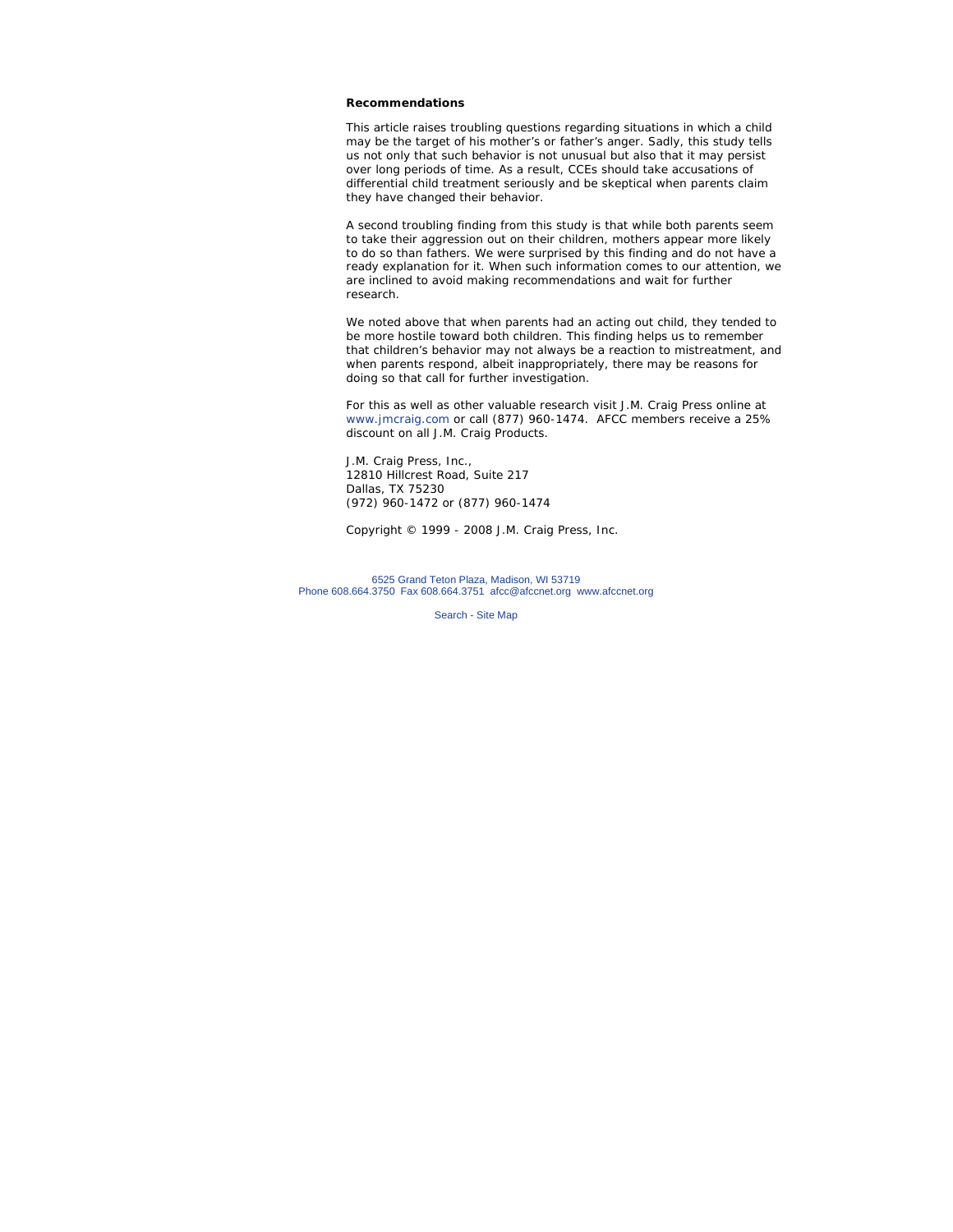**Recommendations**

This article raises troubling questions regarding situations in which a child may be the target of his mother's or father's anger. Sadly, this study tells us not only that such behavior is not unusual but also that it may persist over long periods of time. As a result, CCEs should take accusations of differential child treatment seriously and be skeptical when parents claim they have changed their behavior.

A second troubling finding from this study is that while both parents seem to take their aggression out on their children, mothers appear more likely to do so than fathers. We were surprised by this finding and do not have a ready explanation for it. When such information comes to our attention, we are inclined to avoid making recommendations and wait for further research.

We noted above that when parents had an acting out child, they tended to be more hostile toward both children. This finding helps us to remember that children's behavior may not always be a reaction to mistreatment, and when parents respond, albeit inappropriately, there may be reasons for doing so that call for further investigation.

For this as well as other valuable research visit J.M. Craig Press online at www.jmcraig.com or call (877) 960-1474. AFCC members receive a 25% discount on all J.M. Craig Products.

J.M. Craig Press, Inc.,
12810 Hillcrest Road, Suite 217
Dallas, TX 75230
(972) 960-1472 or (877) 960-1474

Copyright © 1999 - 2008 J.M. Craig Press, Inc.

6525 Grand Teton Plaza, Madison, WI 53719
Phone 608.664.3750 Fax 608.664.3751 afcc@afccnet.org www.afccnet.org

Search - Site Map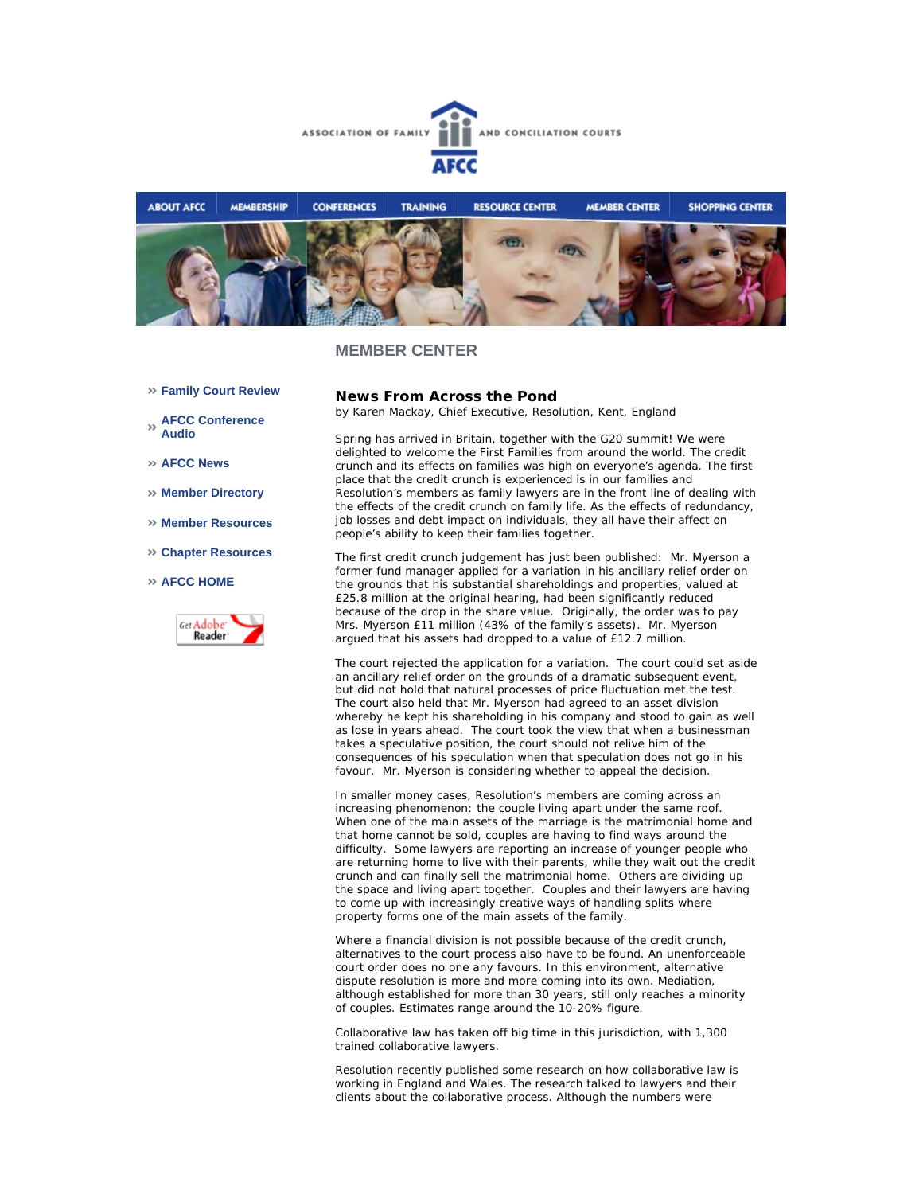ASSOCIATION OF FAMILY AND CONCILIATION COURTS

AFCC

ABOUT AFCC | MEMBERSHIP | CONFERENCES | TRAINING | RESOURCE CENTER | MEMBER CENTER | SHOPPING CENTER

## MEMBER CENTER

- » Family Court Review
- » AFCC Conference Audio
- » AFCC News
- » Member Directory
- » Member Resources
- » Chapter Resources
- » AFCC HOME

Get Adobe Reader

### News From Across the Pond

by Karen Mackay, Chief Executive, Resolution, Kent, England

Spring has arrived in Britain, together with the G20 summit! We were delighted to welcome the First Families from around the world. The credit crunch and its effects on families was high on everyone's agenda. The first place that the credit crunch is experienced is in our families and Resolution's members as family lawyers are in the front line of dealing with the effects of the credit crunch on family life. As the effects of redundancy, job losses and debt impact on individuals, they all have their affect on people's ability to keep their families together.

The first credit crunch judgement has just been published: Mr. Myerson a former fund manager applied for a variation in his ancillary relief order on the grounds that his substantial shareholdings and properties, valued at £25.8 million at the original hearing, had been significantly reduced because of the drop in the share value. Originally, the order was to pay Mrs. Myerson £11 million (43% of the family's assets). Mr. Myerson argued that his assets had dropped to a value of £12.7 million.

The court rejected the application for a variation. The court could set aside an ancillary relief order on the grounds of a dramatic subsequent event, but did not hold that natural processes of price fluctuation met the test. The court also held that Mr. Myerson had agreed to an asset division whereby he kept his shareholding in his company and stood to gain as well as lose in years ahead. The court took the view that when a businessman takes a speculative position, the court should not relive him of the consequences of his speculation when that speculation does not go in his favour. Mr. Myerson is considering whether to appeal the decision.

In smaller money cases, Resolution's members are coming across an increasing phenomenon: the couple living apart under the same roof. When one of the main assets of the marriage is the matrimonial home and that home cannot be sold, couples are having to find ways around the difficulty. Some lawyers are reporting an increase of younger people who are returning home to live with their parents, while they wait out the credit crunch and can finally sell the matrimonial home. Others are dividing up the space and living apart together. Couples and their lawyers are having to come up with increasingly creative ways of handling splits where property forms one of the main assets of the family.

Where a financial division is not possible because of the credit crunch, alternatives to the court process also have to be found. An unenforceable court order does no one any favours. In this environment, alternative dispute resolution is more and more coming into its own. Mediation, although established for more than 30 years, still only reaches a minority of couples. Estimates range around the 10-20% figure.

Collaborative law has taken off big time in this jurisdiction, with 1,300 trained collaborative lawyers.

Resolution recently published some research on how collaborative law is working in England and Wales. The research talked to lawyers and their clients about the collaborative process. Although the numbers were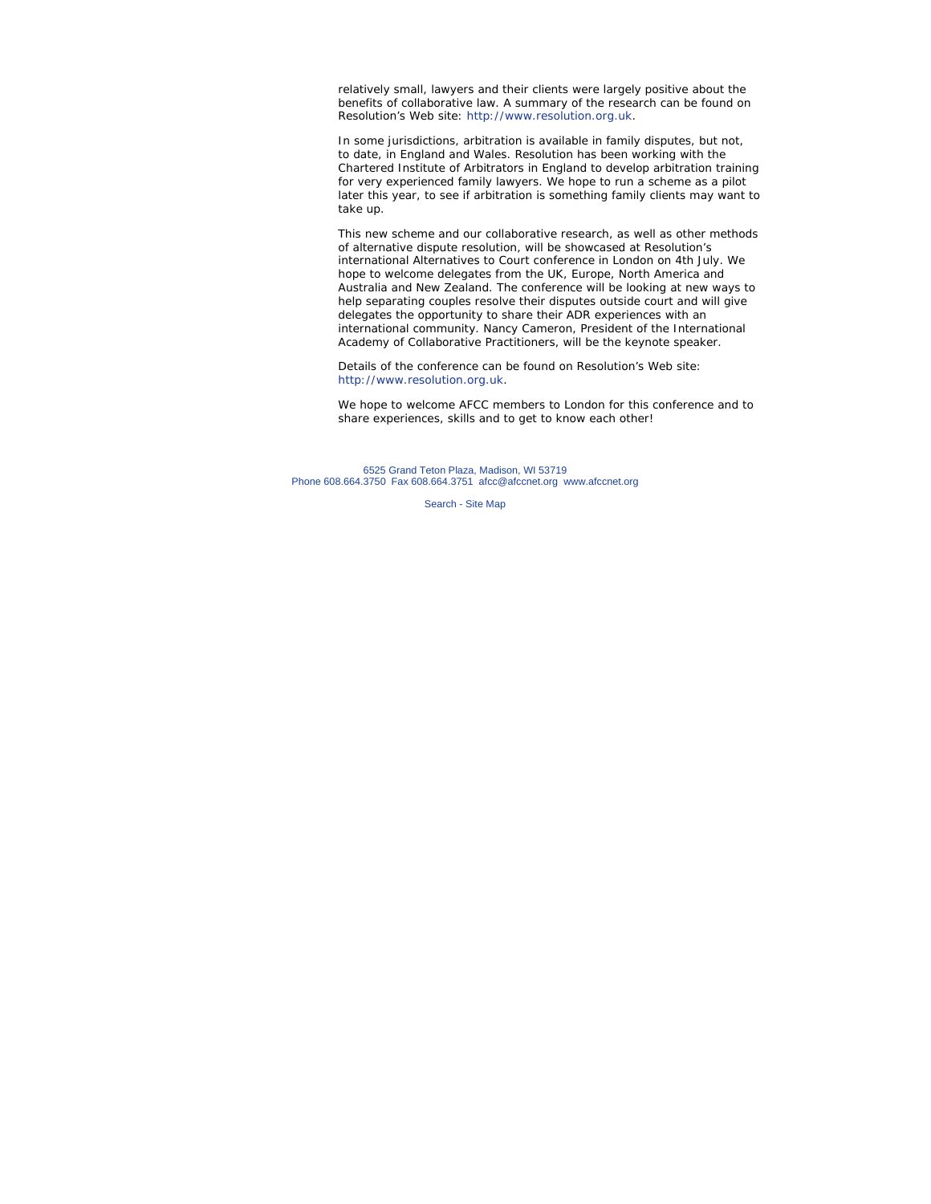relatively small, lawyers and their clients were largely positive about the benefits of collaborative law. A summary of the research can be found on Resolution's Web site: http://www.resolution.org.uk.

In some jurisdictions, arbitration is available in family disputes, but not, to date, in England and Wales. Resolution has been working with the Chartered Institute of Arbitrators in England to develop arbitration training for very experienced family lawyers. We hope to run a scheme as a pilot later this year, to see if arbitration is something family clients may want to take up.

This new scheme and our collaborative research, as well as other methods of alternative dispute resolution, will be showcased at Resolution's international Alternatives to Court conference in London on 4th July. We hope to welcome delegates from the UK, Europe, North America and Australia and New Zealand. The conference will be looking at new ways to help separating couples resolve their disputes outside court and will give delegates the opportunity to share their ADR experiences with an international community. Nancy Cameron, President of the International Academy of Collaborative Practitioners, will be the keynote speaker.

Details of the conference can be found on Resolution's Web site: http://www.resolution.org.uk.

We hope to welcome AFCC members to London for this conference and to share experiences, skills and to get to know each other!

6525 Grand Teton Plaza, Madison, WI 53719
Phone 608.664.3750 Fax 608.664.3751 afcc@afccnet.org www.afccnet.org

Search - Site Map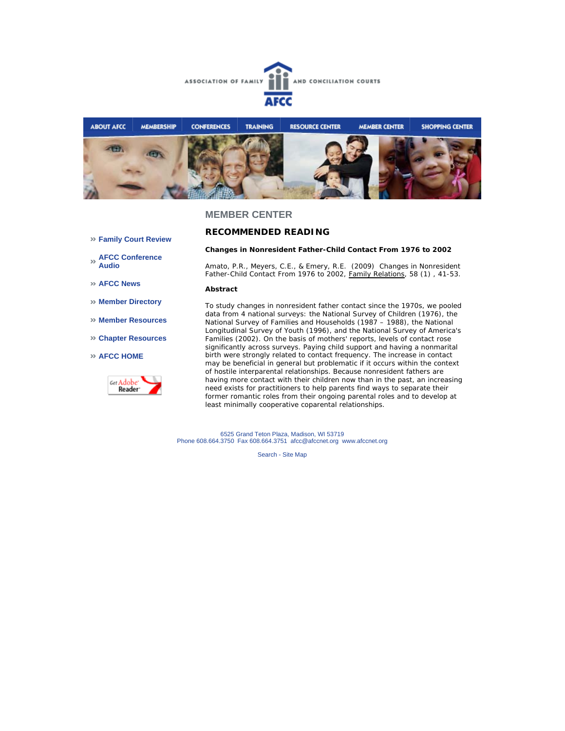ASSOCIATION OF FAMILY AND CONCILIATION COURTS

AFCC

ABOUT AFCC | MEMBERSHIP | CONFERENCES | TRAINING | RESOURCE CENTER | MEMBER CENTER | SHOPPING CENTER

## MEMBER CENTER

- » Family Court Review
- » AFCC Conference Audio
- » AFCC News
- » Member Directory
- » Member Resources
- » Chapter Resources
- » AFCC HOME

### RECOMMENDED READING

**Changes in Nonresident Father-Child Contact From 1976 to 2002**

Amato, P.R., Meyers, C.E., & Emery, R.E. (2009) Changes in Nonresident Father-Child Contact From 1976 to 2002, Family Relations, 58 (1) , 41-53.

**Abstract**

To study changes in nonresident father contact since the 1970s, we pooled data from 4 national surveys: the National Survey of Children (1976), the National Survey of Families and Households (1987 – 1988), the National Longitudinal Survey of Youth (1996), and the National Survey of America's Families (2002). On the basis of mothers' reports, levels of contact rose significantly across surveys. Paying child support and having a nonmarital birth were strongly related to contact frequency. The increase in contact may be beneficial in general but problematic if it occurs within the context of hostile interparental relationships. Because nonresident fathers are having more contact with their children now than in the past, an increasing need exists for practitioners to help parents find ways to separate their former romantic roles from their ongoing parental roles and to develop at least minimally cooperative coparental relationships.

6525 Grand Teton Plaza, Madison, WI 53719
Phone 608.664.3750 Fax 608.664.3751 afcc@afccnet.org www.afccnet.org

Search - Site Map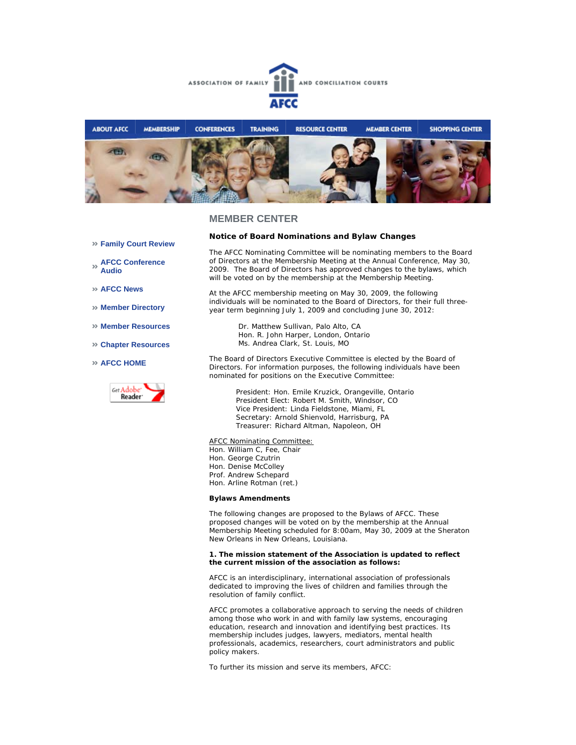ASSOCIATION OF FAMILY AND CONCILIATION COURTS

AFCC

ABOUT AFCC | MEMBERSHIP | CONFERENCES | TRAINING | RESOURCE CENTER | MEMBER CENTER | SHOPPING CENTER

- » Family Court Review
- » AFCC Conference Audio
- » AFCC News
- » Member Directory
- » Member Resources
- » Chapter Resources
- » AFCC HOME

Get Adobe Reader

## MEMBER CENTER

**Notice of Board Nominations and Bylaw Changes**

The AFCC Nominating Committee will be nominating members to the Board of Directors at the Membership Meeting at the Annual Conference, May 30, 2009. The Board of Directors has approved changes to the bylaws, which will be voted on by the membership at the Membership Meeting.

At the AFCC membership meeting on May 30, 2009, the following individuals will be nominated to the Board of Directors, for their full three-year term beginning July 1, 2009 and concluding June 30, 2012:

Dr. Matthew Sullivan, Palo Alto, CA  
Hon. R. John Harper, London, Ontario  
Ms. Andrea Clark, St. Louis, MO

The Board of Directors Executive Committee is elected by the Board of Directors. For information purposes, the following individuals have been nominated for positions on the Executive Committee:

President: Hon. Emile Kruzick, Orangeville, Ontario  
President Elect: Robert M. Smith, Windsor, CO  
Vice President: Linda Fieldstone, Miami, FL  
Secretary: Arnold Shienvold, Harrisburg, PA  
Treasurer: Richard Altman, Napoleon, OH

AFCC Nominating Committee:  
Hon. William C, Fee, Chair  
Hon. George Czutrin  
Hon. Denise McColley  
Prof. Andrew Schepard  
Hon. Arline Rotman (ret.)

**Bylaws Amendments**

The following changes are proposed to the Bylaws of AFCC. These proposed changes will be voted on by the membership at the Annual Membership Meeting scheduled for 8:00am, May 30, 2009 at the Sheraton New Orleans in New Orleans, Louisiana.

**1. The mission statement of the Association is updated to reflect the current mission of the association as follows:**

AFCC is an interdisciplinary, international association of professionals dedicated to improving the lives of children and families through the resolution of family conflict.

AFCC promotes a collaborative approach to serving the needs of children among those who work in and with family law systems, encouraging education, research and innovation and identifying best practices. Its membership includes judges, lawyers, mediators, mental health professionals, academics, researchers, court administrators and public policy makers.

To further its mission and serve its members, AFCC: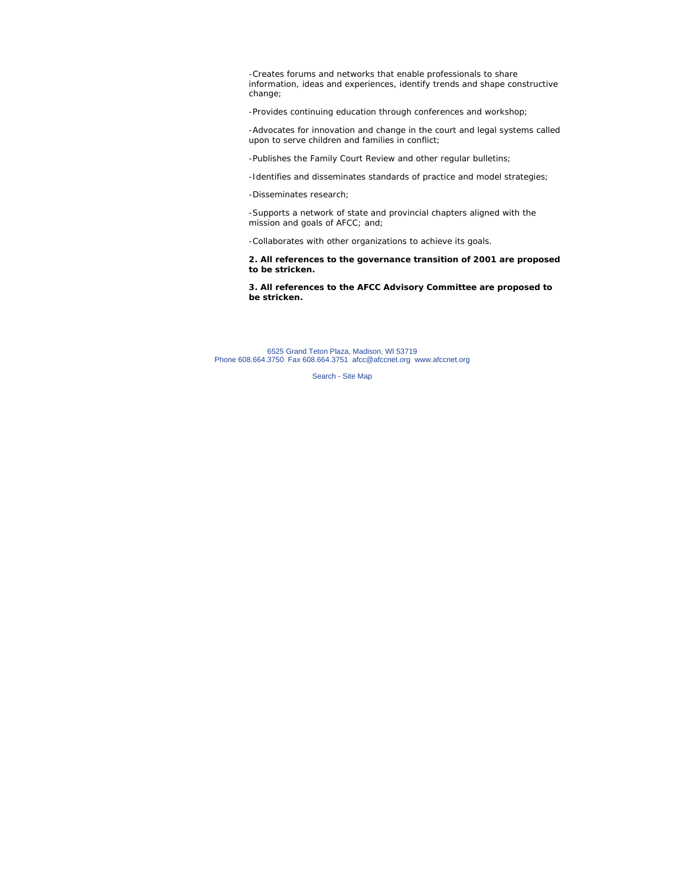-Creates forums and networks that enable professionals to share information, ideas and experiences, identify trends and shape constructive change;

-Provides continuing education through conferences and workshop;

-Advocates for innovation and change in the court and legal systems called upon to serve children and families in conflict;

-Publishes the Family Court Review and other regular bulletins;

-Identifies and disseminates standards of practice and model strategies;

-Disseminates research;

-Supports a network of state and provincial chapters aligned with the mission and goals of AFCC; and;

-Collaborates with other organizations to achieve its goals.

**2. All references to the governance transition of 2001 are proposed to be stricken.**

**3. All references to the AFCC Advisory Committee are proposed to be stricken.**

6525 Grand Teton Plaza, Madison, WI 53719
Phone 608.664.3750 Fax 608.664.3751 afcc@afccnet.org www.afccnet.org

Search - Site Map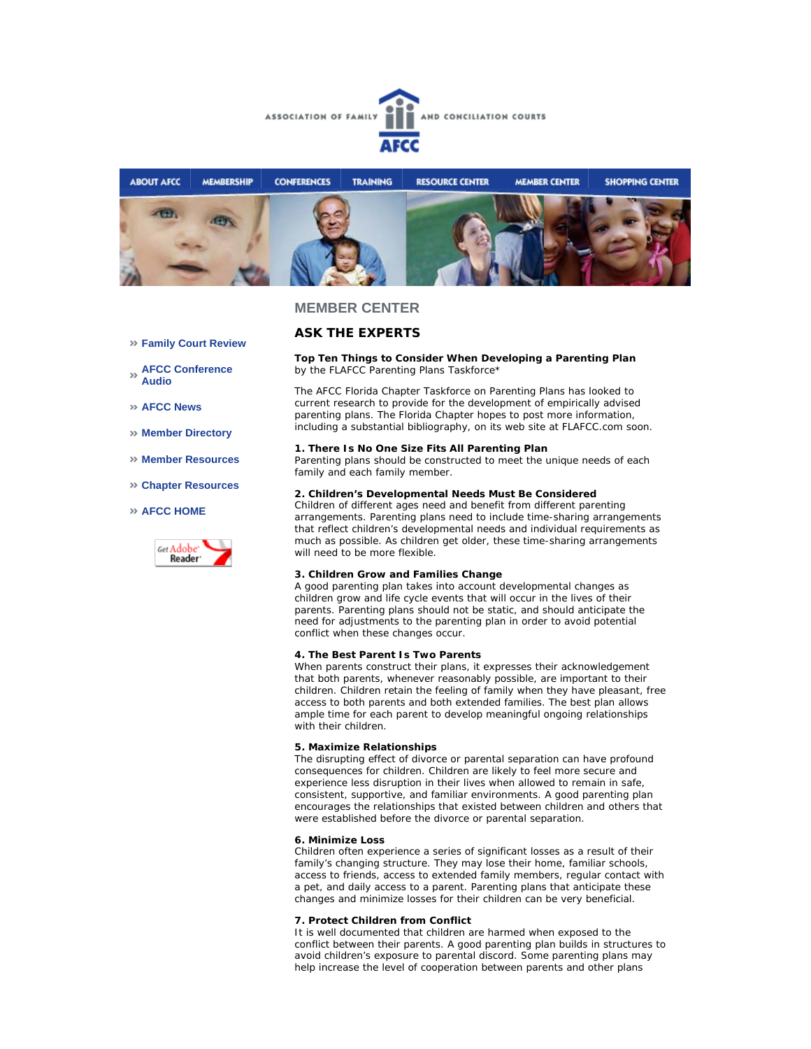ASSOCIATION OF FAMILY AND CONCILIATION COURTS

AFCC

ABOUT AFCC | MEMBERSHIP | CONFERENCES | TRAINING | RESOURCE CENTER | MEMBER CENTER | SHOPPING CENTER

» Family Court Review

» AFCC Conference Audio

» AFCC News

» Member Directory

» Member Resources

» Chapter Resources

» AFCC HOME

## MEMBER CENTER

## ASK THE EXPERTS

**Top Ten Things to Consider When Developing a Parenting Plan**
by the FLAFCC Parenting Plans Taskforce*

The AFCC Florida Chapter Taskforce on Parenting Plans has looked to current research to provide for the development of empirically advised parenting plans. The Florida Chapter hopes to post more information, including a substantial bibliography, on its web site at FLAFCC.com soon.

**1. There Is No One Size Fits All Parenting Plan**
Parenting plans should be constructed to meet the unique needs of each family and each family member.

**2. Children's Developmental Needs Must Be Considered**
Children of different ages need and benefit from different parenting arrangements. Parenting plans need to include time-sharing arrangements that reflect children's developmental needs and individual requirements as much as possible. As children get older, these time-sharing arrangements will need to be more flexible.

**3. Children Grow and Families Change**
A good parenting plan takes into account developmental changes as children grow and life cycle events that will occur in the lives of their parents. Parenting plans should not be static, and should anticipate the need for adjustments to the parenting plan in order to avoid potential conflict when these changes occur.

**4. The Best Parent Is Two Parents**
When parents construct their plans, it expresses their acknowledgement that both parents, whenever reasonably possible, are important to their children. Children retain the feeling of family when they have pleasant, free access to both parents and both extended families. The best plan allows ample time for each parent to develop meaningful ongoing relationships with their children.

**5. Maximize Relationships**
The disrupting effect of divorce or parental separation can have profound consequences for children. Children are likely to feel more secure and experience less disruption in their lives when allowed to remain in safe, consistent, supportive, and familiar environments. A good parenting plan encourages the relationships that existed between children and others that were established before the divorce or parental separation.

**6. Minimize Loss**
Children often experience a series of significant losses as a result of their family's changing structure. They may lose their home, familiar schools, access to friends, access to extended family members, regular contact with a pet, and daily access to a parent. Parenting plans that anticipate these changes and minimize losses for their children can be very beneficial.

**7. Protect Children from Conflict**
It is well documented that children are harmed when exposed to the conflict between their parents. A good parenting plan builds in structures to avoid children's exposure to parental discord. Some parenting plans may help increase the level of cooperation between parents and other plans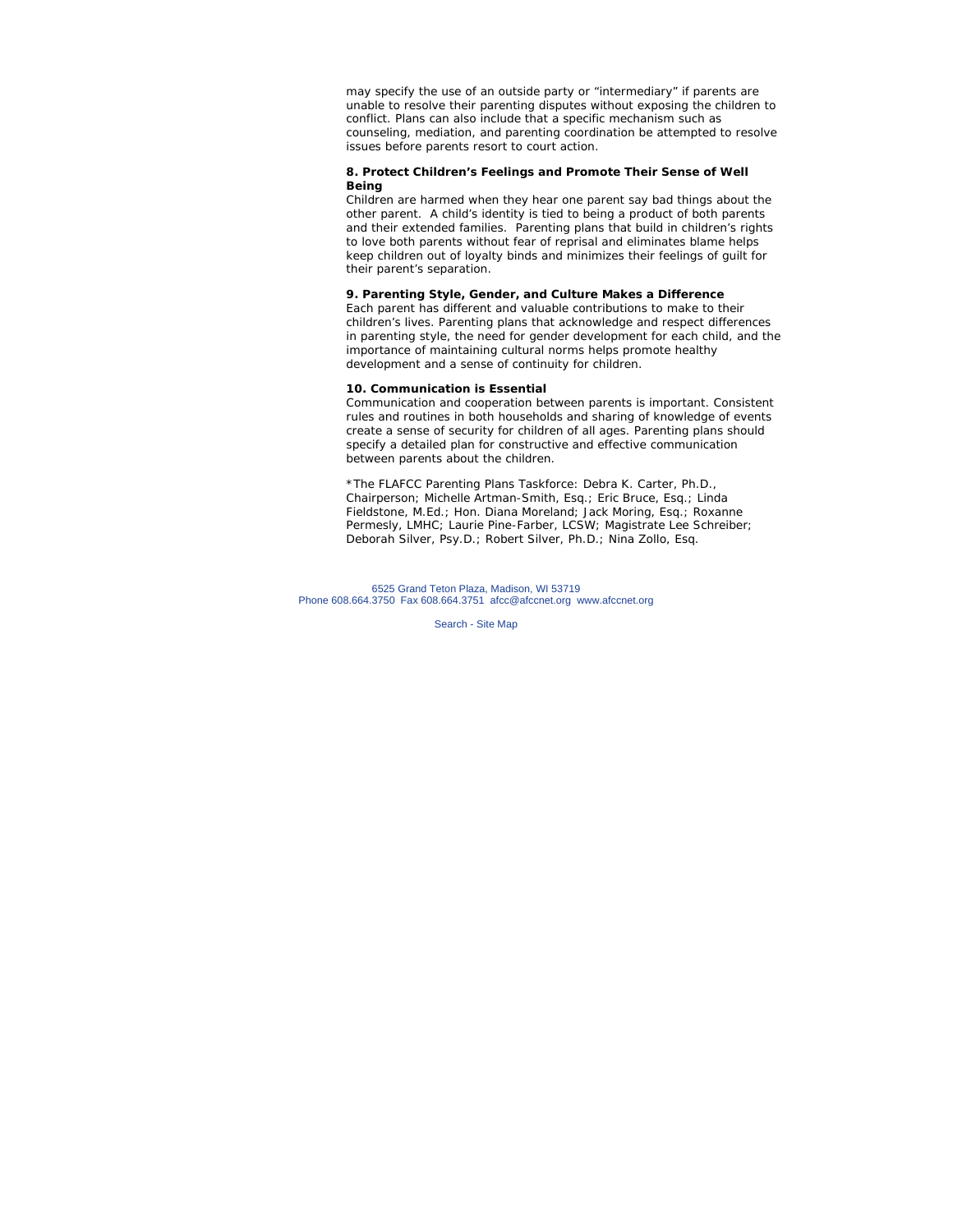may specify the use of an outside party or "intermediary" if parents are unable to resolve their parenting disputes without exposing the children to conflict. Plans can also include that a specific mechanism such as counseling, mediation, and parenting coordination be attempted to resolve issues before parents resort to court action.

**8. Protect Children's Feelings and Promote Their Sense of Well Being**

Children are harmed when they hear one parent say bad things about the other parent. A child's identity is tied to being a product of both parents and their extended families. Parenting plans that build in children's rights to love both parents without fear of reprisal and eliminates blame helps keep children out of loyalty binds and minimizes their feelings of guilt for their parent's separation.

**9. Parenting Style, Gender, and Culture Makes a Difference**

Each parent has different and valuable contributions to make to their children's lives. Parenting plans that acknowledge and respect differences in parenting style, the need for gender development for each child, and the importance of maintaining cultural norms helps promote healthy development and a sense of continuity for children.

**10. Communication is Essential**

Communication and cooperation between parents is important. Consistent rules and routines in both households and sharing of knowledge of events create a sense of security for children of all ages. Parenting plans should specify a detailed plan for constructive and effective communication between parents about the children.

*The FLAFCC Parenting Plans Taskforce: Debra K. Carter, Ph.D., Chairperson; Michelle Artman-Smith, Esq.; Eric Bruce, Esq.; Linda Fieldstone, M.Ed.; Hon. Diana Moreland; Jack Moring, Esq.; Roxanne Permesly, LMHC; Laurie Pine-Farber, LCSW; Magistrate Lee Schreiber; Deborah Silver, Psy.D.; Robert Silver, Ph.D.; Nina Zollo, Esq.

6525 Grand Teton Plaza, Madison, WI 53719
Phone 608.664.3750 Fax 608.664.3751 afcc@afccnet.org www.afccnet.org

Search - Site Map